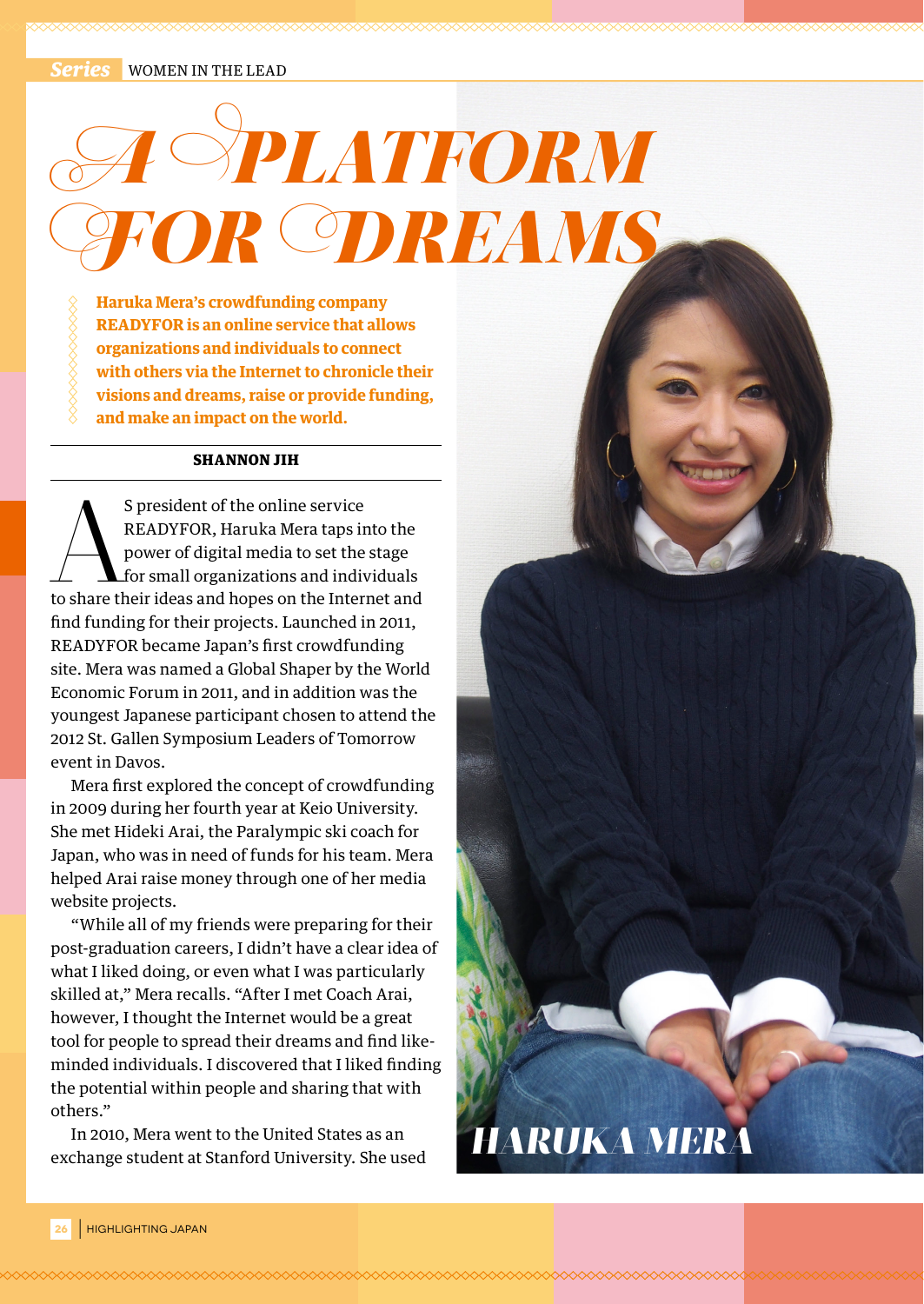Series WOMEN IN THE LEAD

# A PLATFORM FOR DREAMS

**Haruka Mera's crowdfunding company READYFOR is an online service that allows organizations and individuals to connect with others via the Internet to chronicle their visions and dreams, raise or provide funding, and make an impact on the world.**

**SHANNON JIH**

As president of the online service READYFOR, Haruka Mera taps into the power of digital media to set the stage for small organizations and individuals to share their ideas and hopes on the Internet and find funding for their projects. Launched in 2011, READYFOR became Japan's first crowdfunding site. Mera was named a Global Shaper by the World Economic Forum in 2011, and in addition was the youngest Japanese participant chosen to attend the 2012 St. Gallen Symposium Leaders of Tomorrow event in Davos.

Mera first explored the concept of crowdfunding in 2009 during her fourth year at Keio University. She met Hideki Arai, the Paralympic ski coach for Japan, who was in need of funds for his team. Mera helped Arai raise money through one of her media website projects.

"While all of my friends were preparing for their post-graduation careers, I didn't have a clear idea of what I liked doing, or even what I was particularly skilled at," Mera recalls. "After I met Coach Arai, however, I thought the Internet would be a great tool for people to spread their dreams and find like-minded individuals. I discovered that I liked finding the potential within people and sharing that with others."

In 2010, Mera went to the United States as an exchange student at Stanford University. She used

HARUKA MERA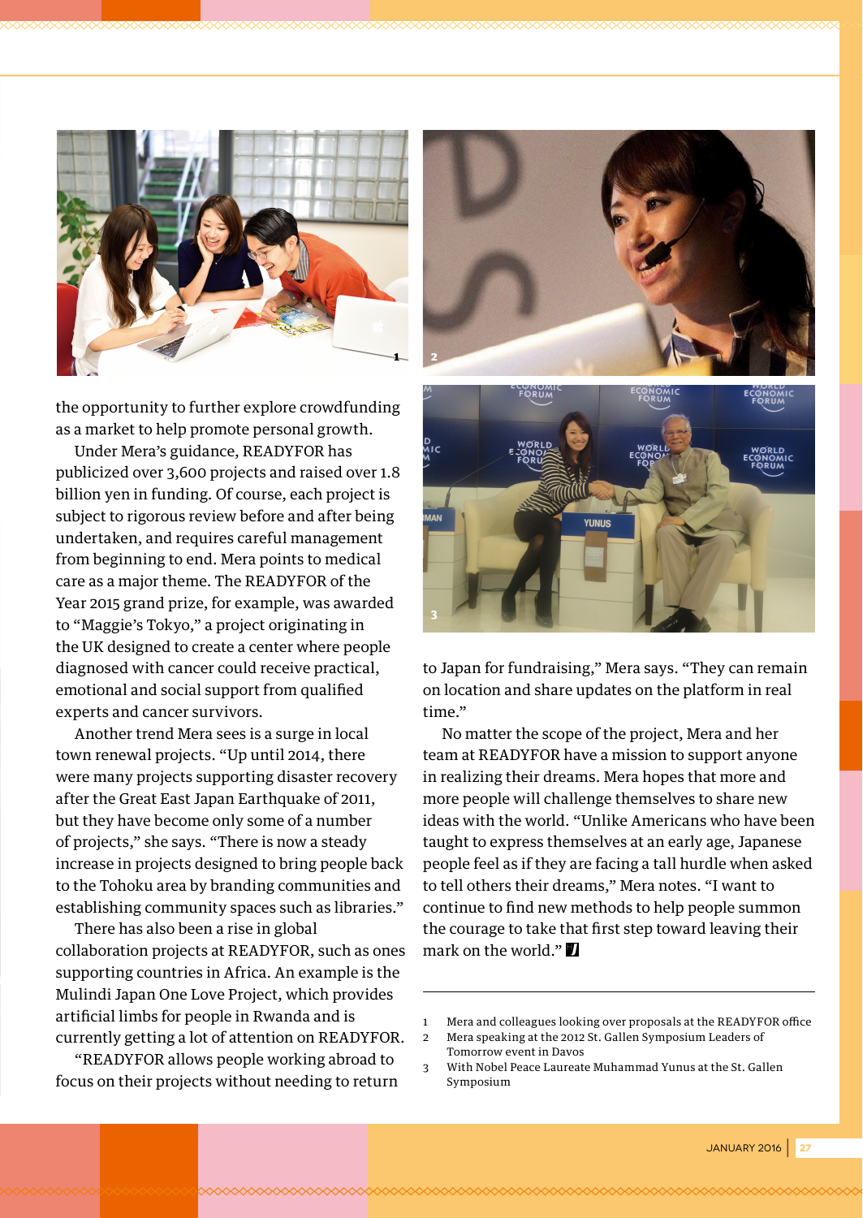the opportunity to further explore crowdfunding as a market to help promote personal growth.

Under Mera's guidance, READYFOR has publicized over 3,600 projects and raised over 1.8 billion yen in funding. Of course, each project is subject to rigorous review before and after being undertaken, and requires careful management from beginning to end. Mera points to medical care as a major theme. The READYFOR of the Year 2015 grand prize, for example, was awarded to "Maggie's Tokyo," a project originating in the UK designed to create a center where people diagnosed with cancer could receive practical, emotional and social support from qualified experts and cancer survivors.

Another trend Mera sees is a surge in local town renewal projects. "Up until 2014, there were many projects supporting disaster recovery after the Great East Japan Earthquake of 2011, but they have become only some of a number of projects," she says. "There is now a steady increase in projects designed to bring people back to the Tohoku area by branding communities and establishing community spaces such as libraries."

There has also been a rise in global collaboration projects at READYFOR, such as ones supporting countries in Africa. An example is the Mulindi Japan One Love Project, which provides artificial limbs for people in Rwanda and is currently getting a lot of attention on READYFOR.

"READYFOR allows people working abroad to focus on their projects without needing to return to Japan for fundraising," Mera says. "They can remain on location and share updates on the platform in real time."

No matter the scope of the project, Mera and her team at READYFOR have a mission to support anyone in realizing their dreams. Mera hopes that more and more people will challenge themselves to share new ideas with the world. "Unlike Americans who have been taught to express themselves at an early age, Japanese people feel as if they are facing a tall hurdle when asked to tell others their dreams," Mera notes. "I want to continue to find new methods to help people summon the courage to take that first step toward leaving their mark on the world."

1 Mera and colleagues looking over proposals at the READYFOR office
2 Mera speaking at the 2012 St. Gallen Symposium Leaders of Tomorrow event in Davos
3 With Nobel Peace Laureate Muhammad Yunus at the St. Gallen Symposium